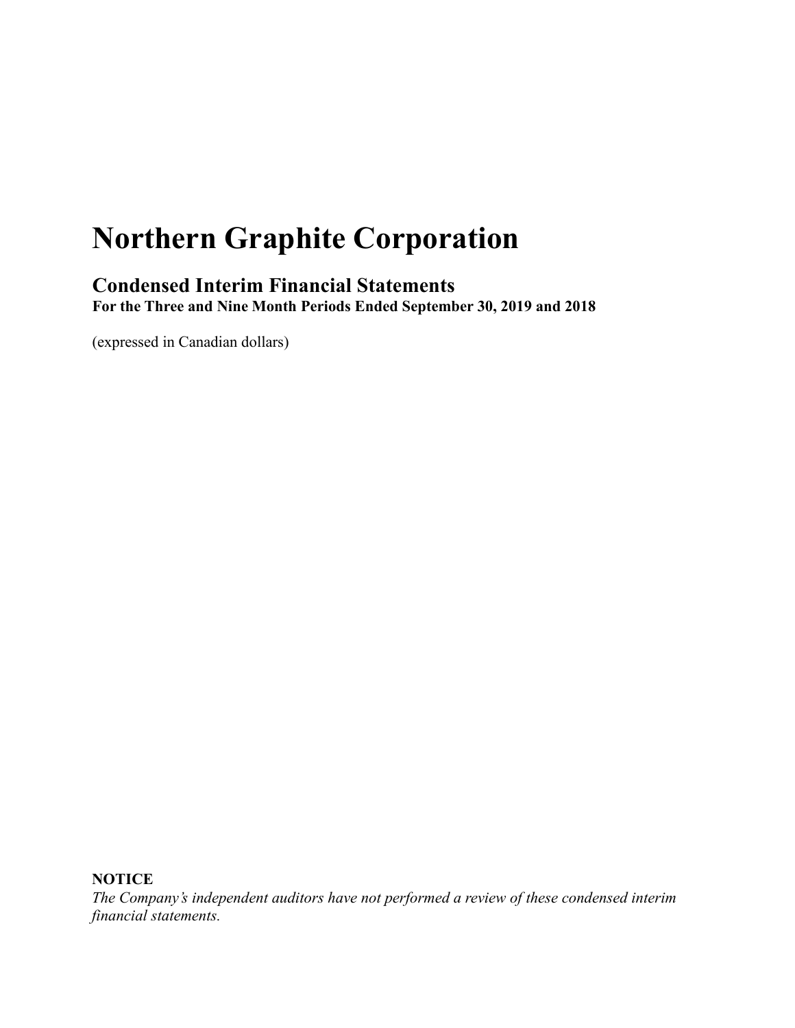# Northern Graphite Corporation

## Condensed Interim Financial Statements

**For the Three and Nine Month Periods Ended September 30, 2019 and 2018**

(expressed in Canadian dollars)

**NOTICE**

*The Company's independent auditors have not performed a review of these condensed interim financial statements.*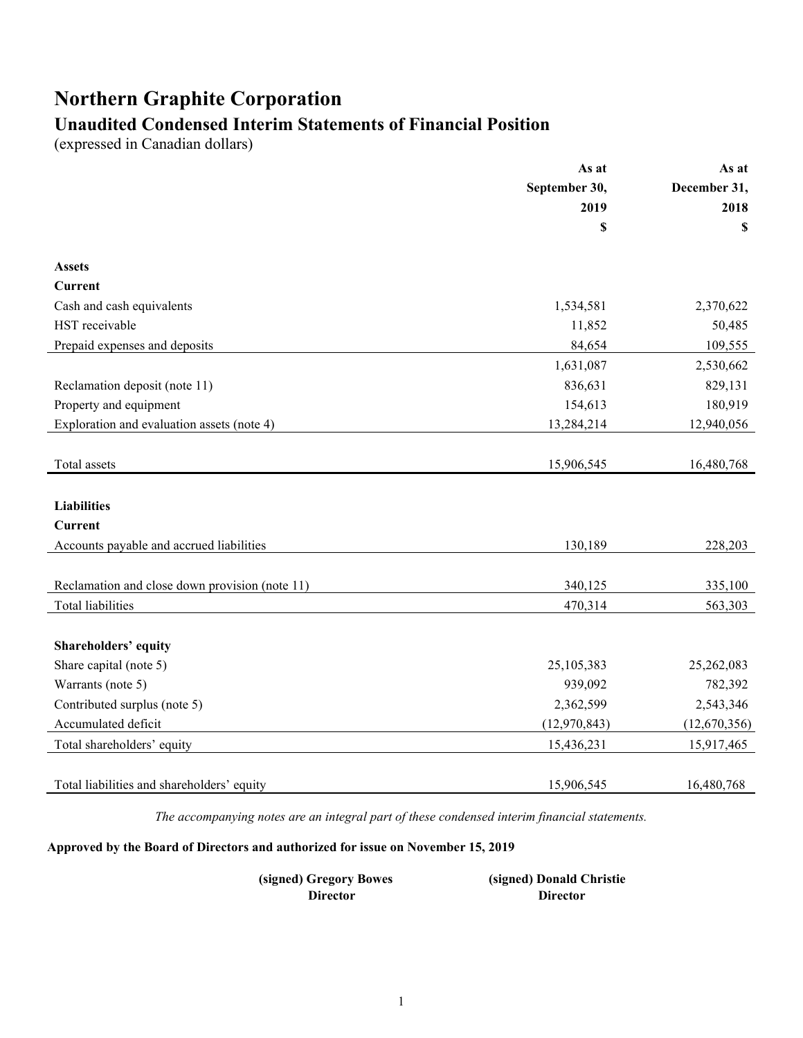# Northern Graphite Corporation

## Unaudited Condensed Interim Statements of Financial Position

(expressed in Canadian dollars)

| | As at September 30, 2019 $ | As at December 31, 2018 $ |
|---|---|---|
| **Assets** | | |
| **Current** | | |
| Cash and cash equivalents | 1,534,581 | 2,370,622 |
| HST receivable | 11,852 | 50,485 |
| Prepaid expenses and deposits | 84,654 | 109,555 |
| | 1,631,087 | 2,530,662 |
| Reclamation deposit (note 11) | 836,631 | 829,131 |
| Property and equipment | 154,613 | 180,919 |
| Exploration and evaluation assets (note 4) | 13,284,214 | 12,940,056 |
| Total assets | 15,906,545 | 16,480,768 |
| **Liabilities** | | |
| **Current** | | |
| Accounts payable and accrued liabilities | 130,189 | 228,203 |
| Reclamation and close down provision (note 11) | 340,125 | 335,100 |
| Total liabilities | 470,314 | 563,303 |
| **Shareholders' equity** | | |
| Share capital (note 5) | 25,105,383 | 25,262,083 |
| Warrants (note 5) | 939,092 | 782,392 |
| Contributed surplus (note 5) | 2,362,599 | 2,543,346 |
| Accumulated deficit | (12,970,843) | (12,670,356) |
| Total shareholders' equity | 15,436,231 | 15,917,465 |
| Total liabilities and shareholders' equity | 15,906,545 | 16,480,768 |

*The accompanying notes are an integral part of these condensed interim financial statements.*

**Approved by the Board of Directors and authorized for issue on November 15, 2019**

**(signed) Gregory Bowes**
**Director**

**(signed) Donald Christie**
**Director**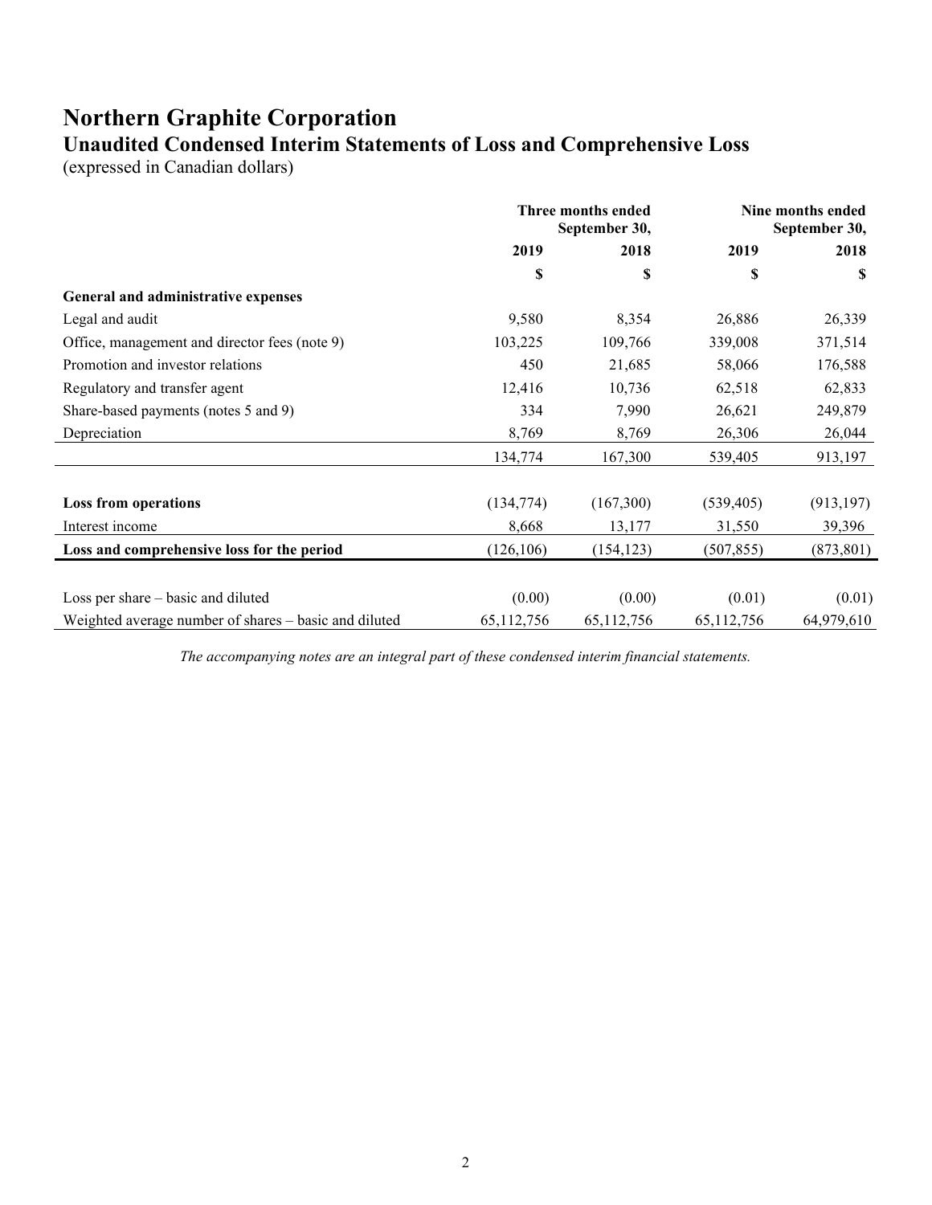# Northern Graphite Corporation

## Unaudited Condensed Interim Statements of Loss and Comprehensive Loss

(expressed in Canadian dollars)

| | Three months ended September 30, | | Nine months ended September 30, | |
|---|---|---|---|---|
| | 2019 | 2018 | 2019 | 2018 |
| | $ | $ | $ | $ |
| **General and administrative expenses** | | | | |
| Legal and audit | 9,580 | 8,354 | 26,886 | 26,339 |
| Office, management and director fees (note 9) | 103,225 | 109,766 | 339,008 | 371,514 |
| Promotion and investor relations | 450 | 21,685 | 58,066 | 176,588 |
| Regulatory and transfer agent | 12,416 | 10,736 | 62,518 | 62,833 |
| Share-based payments (notes 5 and 9) | 334 | 7,990 | 26,621 | 249,879 |
| Depreciation | 8,769 | 8,769 | 26,306 | 26,044 |
| | 134,774 | 167,300 | 539,405 | 913,197 |
| **Loss from operations** | (134,774) | (167,300) | (539,405) | (913,197) |
| Interest income | 8,668 | 13,177 | 31,550 | 39,396 |
| **Loss and comprehensive loss for the period** | (126,106) | (154,123) | (507,855) | (873,801) |
| Loss per share – basic and diluted | (0.00) | (0.00) | (0.01) | (0.01) |
| Weighted average number of shares – basic and diluted | 65,112,756 | 65,112,756 | 65,112,756 | 64,979,610 |

*The accompanying notes are an integral part of these condensed interim financial statements.*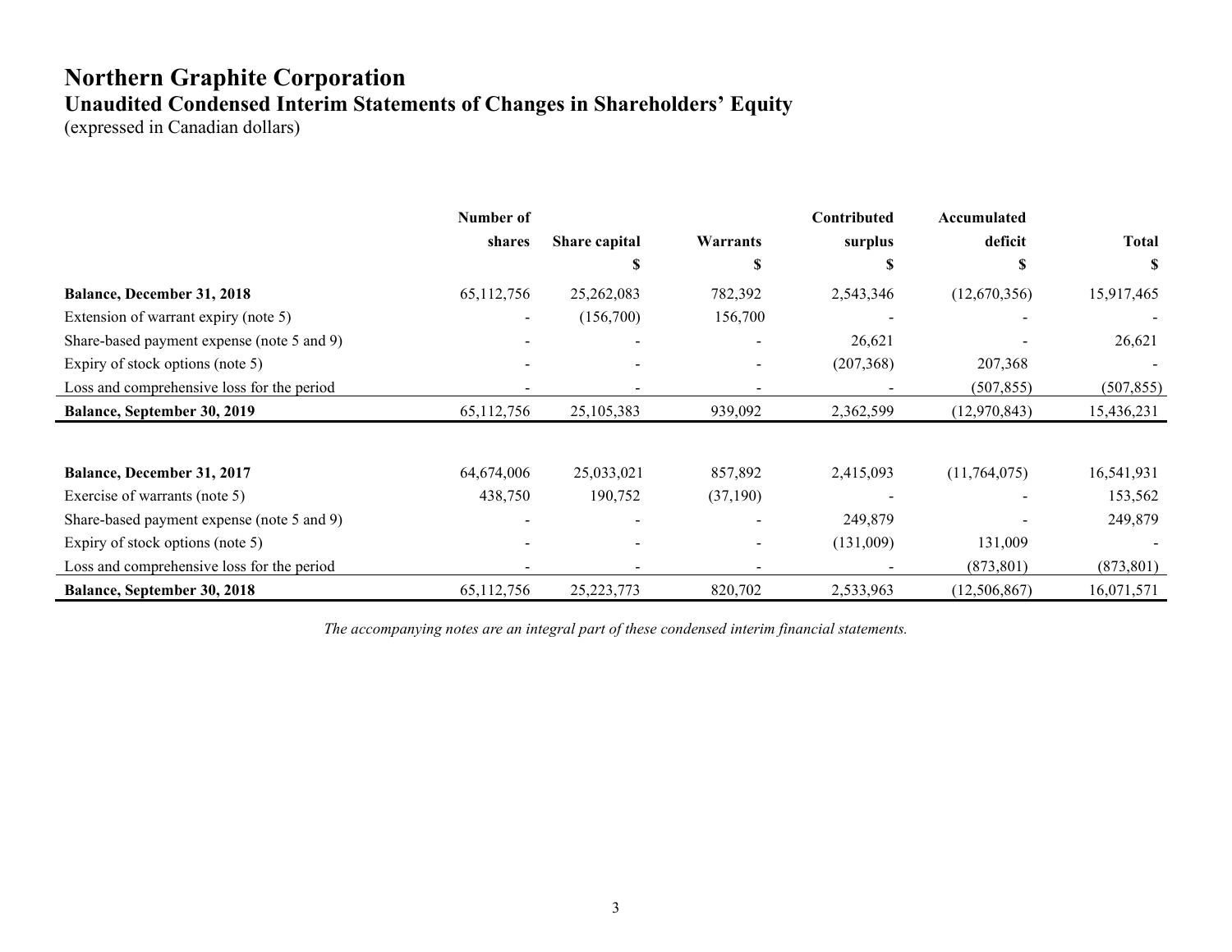# Northern Graphite Corporation

## Unaudited Condensed Interim Statements of Changes in Shareholders' Equity

(expressed in Canadian dollars)

| | Number of shares | Share capital | Warrants | Contributed surplus | Accumulated deficit | Total |
|---|---|---|---|---|---|---|
| | | $ | $ | $ | $ | $ |
| **Balance, December 31, 2018** | 65,112,756 | 25,262,083 | 782,392 | 2,543,346 | (12,670,356) | 15,917,465 |
| Extension of warrant expiry (note 5) | - | (156,700) | 156,700 | - | - | - |
| Share-based payment expense (note 5 and 9) | - | - | - | 26,621 | - | 26,621 |
| Expiry of stock options (note 5) | - | - | - | (207,368) | 207,368 | - |
| Loss and comprehensive loss for the period | - | - | - | - | (507,855) | (507,855) |
| **Balance, September 30, 2019** | 65,112,756 | 25,105,383 | 939,092 | 2,362,599 | (12,970,843) | 15,436,231 |
| | | | | | | |
| **Balance, December 31, 2017** | 64,674,006 | 25,033,021 | 857,892 | 2,415,093 | (11,764,075) | 16,541,931 |
| Exercise of warrants (note 5) | 438,750 | 190,752 | (37,190) | - | - | 153,562 |
| Share-based payment expense (note 5 and 9) | - | - | - | 249,879 | - | 249,879 |
| Expiry of stock options (note 5) | - | - | - | (131,009) | 131,009 | - |
| Loss and comprehensive loss for the period | - | - | - | - | (873,801) | (873,801) |
| **Balance, September 30, 2018** | 65,112,756 | 25,223,773 | 820,702 | 2,533,963 | (12,506,867) | 16,071,571 |

*The accompanying notes are an integral part of these condensed interim financial statements.*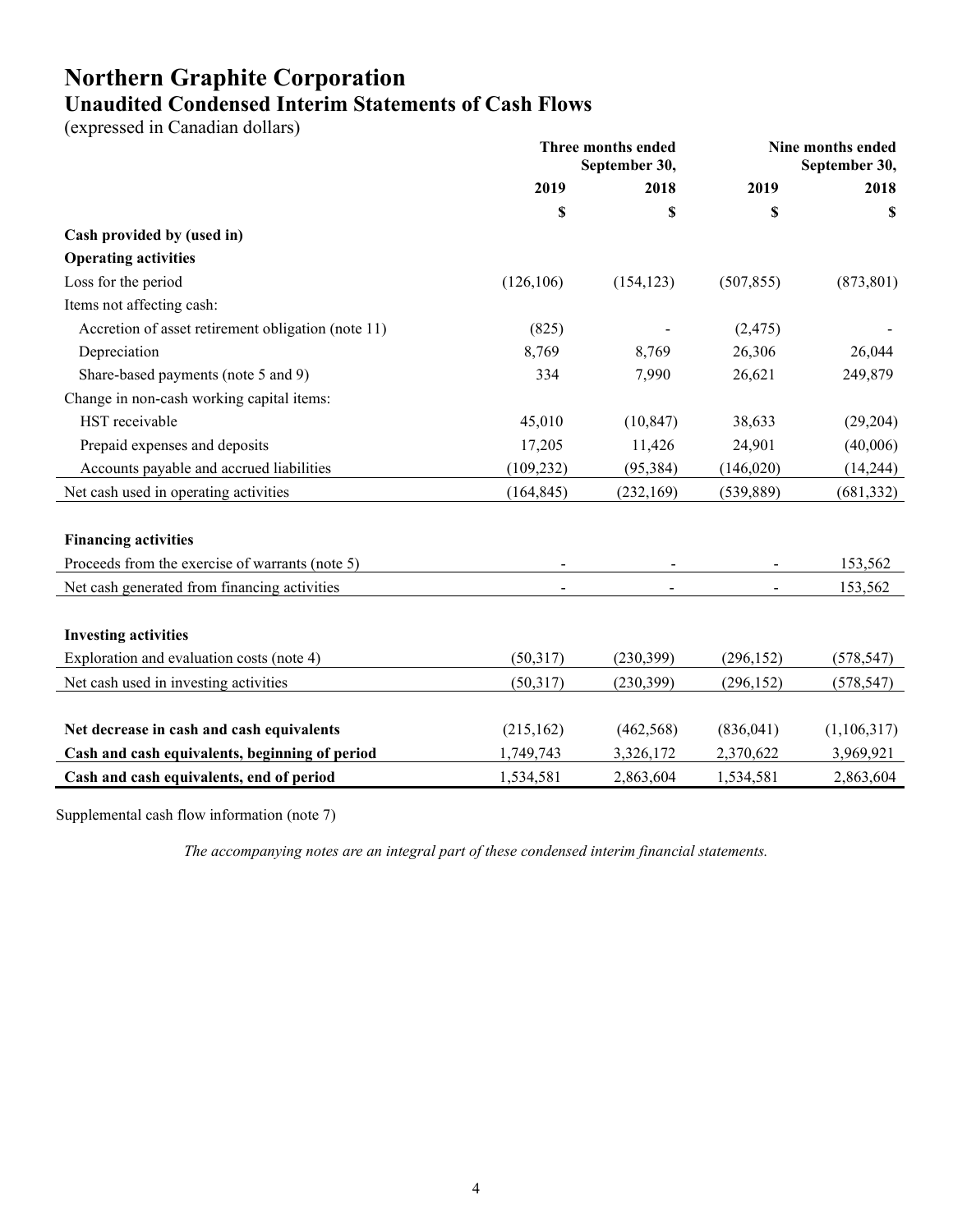# Northern Graphite Corporation
## Unaudited Condensed Interim Statements of Cash Flows
(expressed in Canadian dollars)

| | Three months ended September 30, | | Nine months ended September 30, | |
|---|---|---|---|---|
| | 2019 | 2018 | 2019 | 2018 |
| | $ | $ | $ | $ |
| **Cash provided by (used in)** | | | | |
| **Operating activities** | | | | |
| Loss for the period | (126,106) | (154,123) | (507,855) | (873,801) |
| Items not affecting cash: | | | | |
| Accretion of asset retirement obligation (note 11) | (825) | - | (2,475) | - |
| Depreciation | 8,769 | 8,769 | 26,306 | 26,044 |
| Share-based payments (note 5 and 9) | 334 | 7,990 | 26,621 | 249,879 |
| Change in non-cash working capital items: | | | | |
| HST receivable | 45,010 | (10,847) | 38,633 | (29,204) |
| Prepaid expenses and deposits | 17,205 | 11,426 | 24,901 | (40,006) |
| Accounts payable and accrued liabilities | (109,232) | (95,384) | (146,020) | (14,244) |
| Net cash used in operating activities | (164,845) | (232,169) | (539,889) | (681,332) |
| | | | | |
| **Financing activities** | | | | |
| Proceeds from the exercise of warrants (note 5) | - | - | - | 153,562 |
| Net cash generated from financing activities | - | - | - | 153,562 |
| | | | | |
| **Investing activities** | | | | |
| Exploration and evaluation costs (note 4) | (50,317) | (230,399) | (296,152) | (578,547) |
| Net cash used in investing activities | (50,317) | (230,399) | (296,152) | (578,547) |
| | | | | |
| **Net decrease in cash and cash equivalents** | (215,162) | (462,568) | (836,041) | (1,106,317) |
| **Cash and cash equivalents, beginning of period** | 1,749,743 | 3,326,172 | 2,370,622 | 3,969,921 |
| **Cash and cash equivalents, end of period** | 1,534,581 | 2,863,604 | 1,534,581 | 2,863,604 |

Supplemental cash flow information (note 7)

*The accompanying notes are an integral part of these condensed interim financial statements.*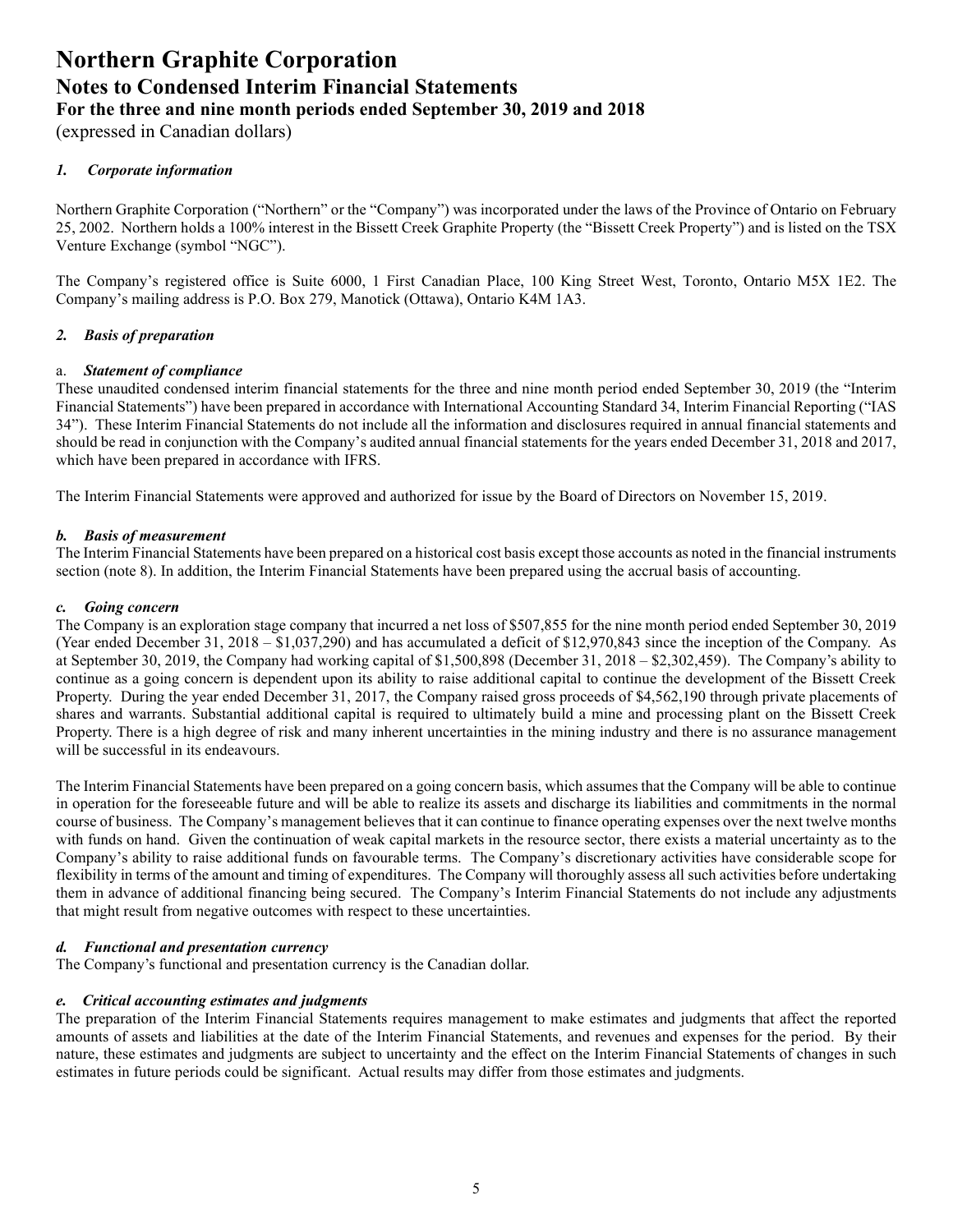# Northern Graphite Corporation
## Notes to Condensed Interim Financial Statements
### For the three and nine month periods ended September 30, 2019 and 2018

(expressed in Canadian dollars)

### *1. Corporate information*

Northern Graphite Corporation ("Northern" or the "Company") was incorporated under the laws of the Province of Ontario on February 25, 2002. Northern holds a 100% interest in the Bissett Creek Graphite Property (the "Bissett Creek Property") and is listed on the TSX Venture Exchange (symbol "NGC").

The Company's registered office is Suite 6000, 1 First Canadian Place, 100 King Street West, Toronto, Ontario M5X 1E2. The Company's mailing address is P.O. Box 279, Manotick (Ottawa), Ontario K4M 1A3.

### *2. Basis of preparation*

#### a. *Statement of compliance*

These unaudited condensed interim financial statements for the three and nine month period ended September 30, 2019 (the "Interim Financial Statements") have been prepared in accordance with International Accounting Standard 34, Interim Financial Reporting ("IAS 34"). These Interim Financial Statements do not include all the information and disclosures required in annual financial statements and should be read in conjunction with the Company's audited annual financial statements for the years ended December 31, 2018 and 2017, which have been prepared in accordance with IFRS.

The Interim Financial Statements were approved and authorized for issue by the Board of Directors on November 15, 2019.

#### *b. Basis of measurement*

The Interim Financial Statements have been prepared on a historical cost basis except those accounts as noted in the financial instruments section (note 8). In addition, the Interim Financial Statements have been prepared using the accrual basis of accounting.

#### *c. Going concern*

The Company is an exploration stage company that incurred a net loss of $507,855 for the nine month period ended September 30, 2019 (Year ended December 31, 2018 – $1,037,290) and has accumulated a deficit of $12,970,843 since the inception of the Company. As at September 30, 2019, the Company had working capital of $1,500,898 (December 31, 2018 – $2,302,459). The Company's ability to continue as a going concern is dependent upon its ability to raise additional capital to continue the development of the Bissett Creek Property. During the year ended December 31, 2017, the Company raised gross proceeds of $4,562,190 through private placements of shares and warrants. Substantial additional capital is required to ultimately build a mine and processing plant on the Bissett Creek Property. There is a high degree of risk and many inherent uncertainties in the mining industry and there is no assurance management will be successful in its endeavours.

The Interim Financial Statements have been prepared on a going concern basis, which assumes that the Company will be able to continue in operation for the foreseeable future and will be able to realize its assets and discharge its liabilities and commitments in the normal course of business. The Company's management believes that it can continue to finance operating expenses over the next twelve months with funds on hand. Given the continuation of weak capital markets in the resource sector, there exists a material uncertainty as to the Company's ability to raise additional funds on favourable terms. The Company's discretionary activities have considerable scope for flexibility in terms of the amount and timing of expenditures. The Company will thoroughly assess all such activities before undertaking them in advance of additional financing being secured. The Company's Interim Financial Statements do not include any adjustments that might result from negative outcomes with respect to these uncertainties.

#### *d. Functional and presentation currency*

The Company's functional and presentation currency is the Canadian dollar.

#### *e. Critical accounting estimates and judgments*

The preparation of the Interim Financial Statements requires management to make estimates and judgments that affect the reported amounts of assets and liabilities at the date of the Interim Financial Statements, and revenues and expenses for the period. By their nature, these estimates and judgments are subject to uncertainty and the effect on the Interim Financial Statements of changes in such estimates in future periods could be significant. Actual results may differ from those estimates and judgments.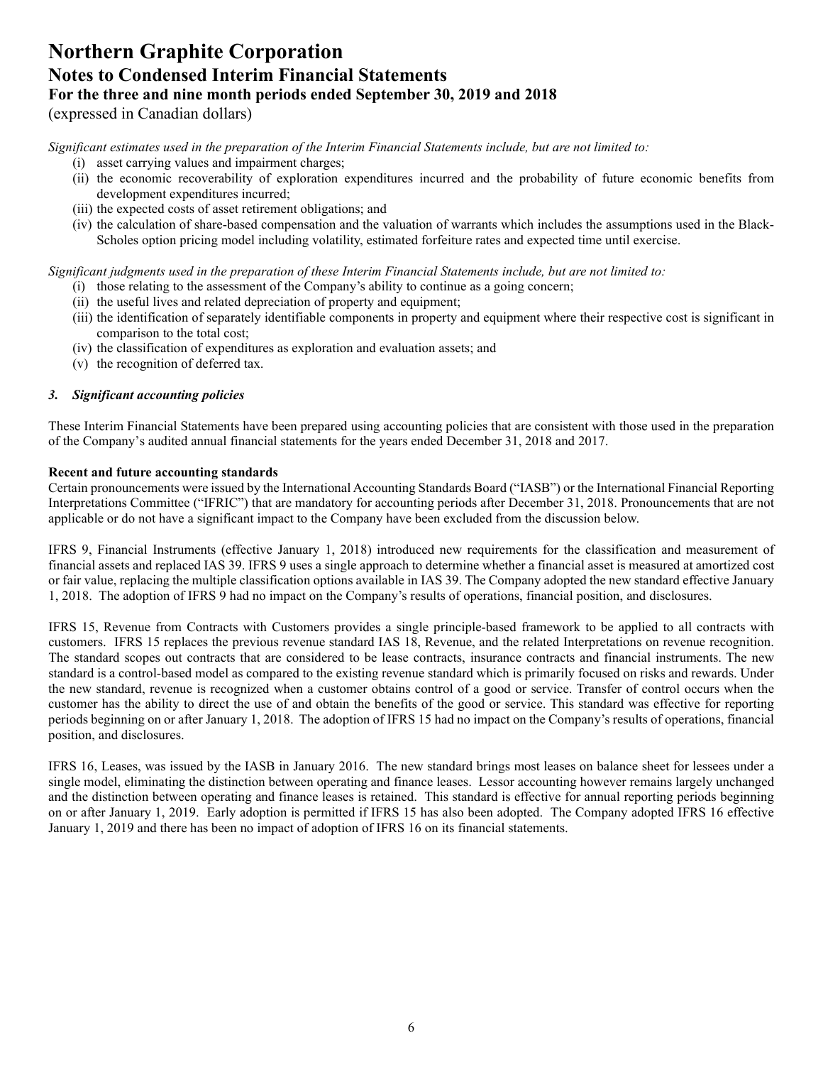*Significant estimates used in the preparation of the Interim Financial Statements include, but are not limited to:*

- (i) asset carrying values and impairment charges;
- (ii) the economic recoverability of exploration expenditures incurred and the probability of future economic benefits from development expenditures incurred;
- (iii) the expected costs of asset retirement obligations; and
- (iv) the calculation of share-based compensation and the valuation of warrants which includes the assumptions used in the Black-Scholes option pricing model including volatility, estimated forfeiture rates and expected time until exercise.

*Significant judgments used in the preparation of these Interim Financial Statements include, but are not limited to:*

- (i) those relating to the assessment of the Company's ability to continue as a going concern;
- (ii) the useful lives and related depreciation of property and equipment;
- (iii) the identification of separately identifiable components in property and equipment where their respective cost is significant in comparison to the total cost;
- (iv) the classification of expenditures as exploration and evaluation assets; and
- (v) the recognition of deferred tax.

### *3. Significant accounting policies*

These Interim Financial Statements have been prepared using accounting policies that are consistent with those used in the preparation of the Company's audited annual financial statements for the years ended December 31, 2018 and 2017.

**Recent and future accounting standards**

Certain pronouncements were issued by the International Accounting Standards Board ("IASB") or the International Financial Reporting Interpretations Committee ("IFRIC") that are mandatory for accounting periods after December 31, 2018. Pronouncements that are not applicable or do not have a significant impact to the Company have been excluded from the discussion below.

IFRS 9, Financial Instruments (effective January 1, 2018) introduced new requirements for the classification and measurement of financial assets and replaced IAS 39. IFRS 9 uses a single approach to determine whether a financial asset is measured at amortized cost or fair value, replacing the multiple classification options available in IAS 39. The Company adopted the new standard effective January 1, 2018. The adoption of IFRS 9 had no impact on the Company's results of operations, financial position, and disclosures.

IFRS 15, Revenue from Contracts with Customers provides a single principle-based framework to be applied to all contracts with customers. IFRS 15 replaces the previous revenue standard IAS 18, Revenue, and the related Interpretations on revenue recognition. The standard scopes out contracts that are considered to be lease contracts, insurance contracts and financial instruments. The new standard is a control-based model as compared to the existing revenue standard which is primarily focused on risks and rewards. Under the new standard, revenue is recognized when a customer obtains control of a good or service. Transfer of control occurs when the customer has the ability to direct the use of and obtain the benefits of the good or service. This standard was effective for reporting periods beginning on or after January 1, 2018. The adoption of IFRS 15 had no impact on the Company's results of operations, financial position, and disclosures.

IFRS 16, Leases, was issued by the IASB in January 2016. The new standard brings most leases on balance sheet for lessees under a single model, eliminating the distinction between operating and finance leases. Lessor accounting however remains largely unchanged and the distinction between operating and finance leases is retained. This standard is effective for annual reporting periods beginning on or after January 1, 2019. Early adoption is permitted if IFRS 15 has also been adopted. The Company adopted IFRS 16 effective January 1, 2019 and there has been no impact of adoption of IFRS 16 on its financial statements.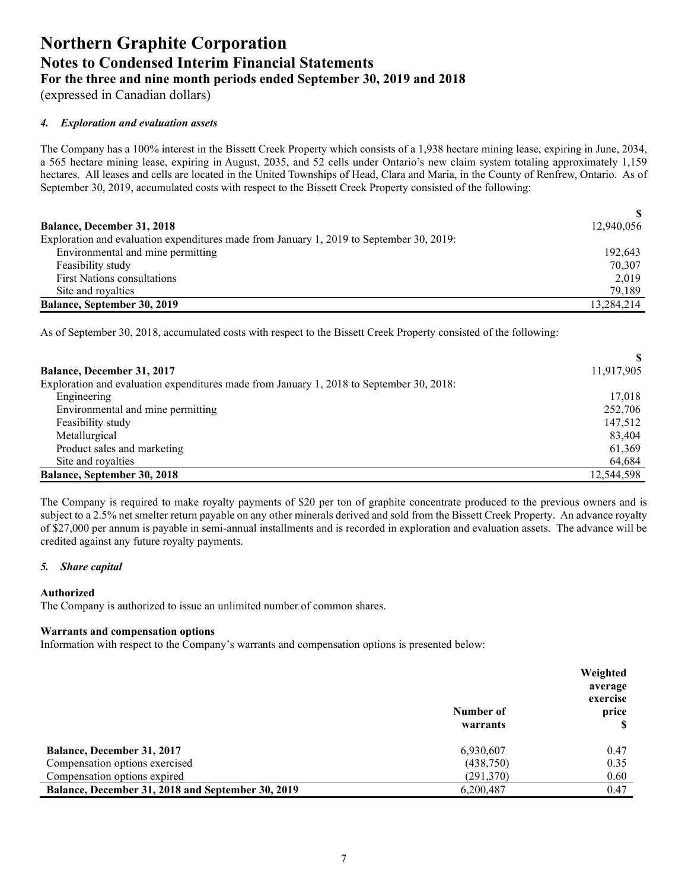# Northern Graphite Corporation
## Notes to Condensed Interim Financial Statements
### For the three and nine month periods ended September 30, 2019 and 2018
(expressed in Canadian dollars)

#### *4. Exploration and evaluation assets*

The Company has a 100% interest in the Bissett Creek Property which consists of a 1,938 hectare mining lease, expiring in June, 2034, a 565 hectare mining lease, expiring in August, 2035, and 52 cells under Ontario's new claim system totaling approximately 1,159 hectares. All leases and cells are located in the United Townships of Head, Clara and Maria, in the County of Renfrew, Ontario. As of September 30, 2019, accumulated costs with respect to the Bissett Creek Property consisted of the following:

| | $ |
|---|---|
| **Balance, December 31, 2018** | 12,940,056 |
| Exploration and evaluation expenditures made from January 1, 2019 to September 30, 2019: | |
| Environmental and mine permitting | 192,643 |
| Feasibility study | 70,307 |
| First Nations consultations | 2,019 |
| Site and royalties | 79,189 |
| **Balance, September 30, 2019** | 13,284,214 |

As of September 30, 2018, accumulated costs with respect to the Bissett Creek Property consisted of the following:

| | $ |
|---|---|
| **Balance, December 31, 2017** | 11,917,905 |
| Exploration and evaluation expenditures made from January 1, 2018 to September 30, 2018: | |
| Engineering | 17,018 |
| Environmental and mine permitting | 252,706 |
| Feasibility study | 147,512 |
| Metallurgical | 83,404 |
| Product sales and marketing | 61,369 |
| Site and royalties | 64,684 |
| **Balance, September 30, 2018** | 12,544,598 |

The Company is required to make royalty payments of $20 per ton of graphite concentrate produced to the previous owners and is subject to a 2.5% net smelter return payable on any other minerals derived and sold from the Bissett Creek Property. An advance royalty of $27,000 per annum is payable in semi-annual installments and is recorded in exploration and evaluation assets. The advance will be credited against any future royalty payments.

#### *5. Share capital*

**Authorized**
The Company is authorized to issue an unlimited number of common shares.

**Warrants and compensation options**
Information with respect to the Company's warrants and compensation options is presented below:

| | Number of warrants | Weighted average exercise price $ |
|---|---|---|
| **Balance, December 31, 2017** | 6,930,607 | 0.47 |
| Compensation options exercised | (438,750) | 0.35 |
| Compensation options expired | (291,370) | 0.60 |
| **Balance, December 31, 2018 and September 30, 2019** | 6,200,487 | 0.47 |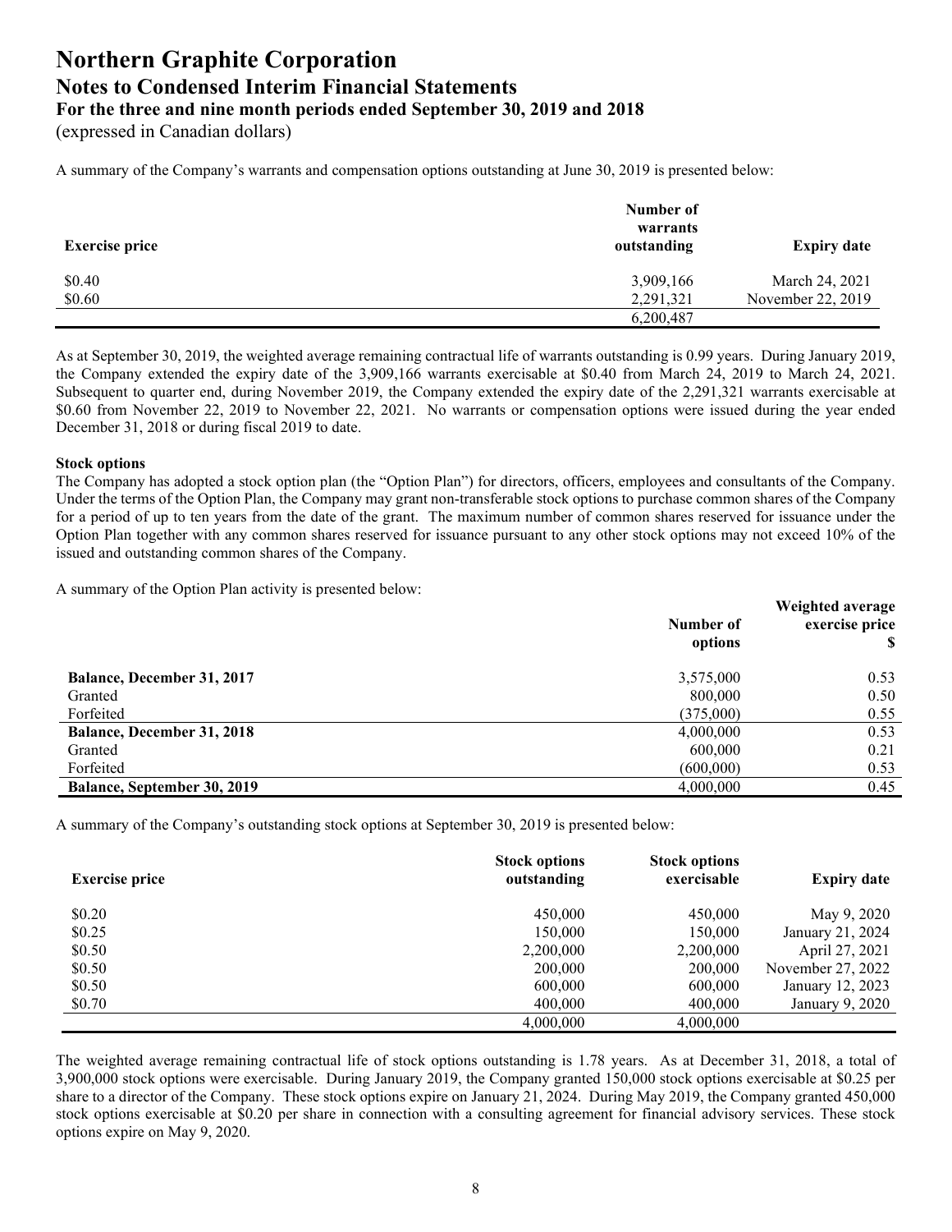A summary of the Company's warrants and compensation options outstanding at June 30, 2019 is presented below:

| Exercise price | Number of warrants outstanding | Expiry date |
|---|---|---|
| $0.40 | 3,909,166 | March 24, 2021 |
| $0.60 | 2,291,321 | November 22, 2019 |
| | 6,200,487 | |

As at September 30, 2019, the weighted average remaining contractual life of warrants outstanding is 0.99 years. During January 2019, the Company extended the expiry date of the 3,909,166 warrants exercisable at $0.40 from March 24, 2019 to March 24, 2021. Subsequent to quarter end, during November 2019, the Company extended the expiry date of the 2,291,321 warrants exercisable at $0.60 from November 22, 2019 to November 22, 2021. No warrants or compensation options were issued during the year ended December 31, 2018 or during fiscal 2019 to date.

**Stock options**

The Company has adopted a stock option plan (the "Option Plan") for directors, officers, employees and consultants of the Company. Under the terms of the Option Plan, the Company may grant non-transferable stock options to purchase common shares of the Company for a period of up to ten years from the date of the grant. The maximum number of common shares reserved for issuance under the Option Plan together with any common shares reserved for issuance pursuant to any other stock options may not exceed 10% of the issued and outstanding common shares of the Company.

A summary of the Option Plan activity is presented below:

| | Number of options | Weighted average exercise price $ |
|---|---|---|
| **Balance, December 31, 2017** | 3,575,000 | 0.53 |
| Granted | 800,000 | 0.50 |
| Forfeited | (375,000) | 0.55 |
| **Balance, December 31, 2018** | 4,000,000 | 0.53 |
| Granted | 600,000 | 0.21 |
| Forfeited | (600,000) | 0.53 |
| **Balance, September 30, 2019** | 4,000,000 | 0.45 |

A summary of the Company's outstanding stock options at September 30, 2019 is presented below:

| Exercise price | Stock options outstanding | Stock options exercisable | Expiry date |
|---|---|---|---|
| $0.20 | 450,000 | 450,000 | May 9, 2020 |
| $0.25 | 150,000 | 150,000 | January 21, 2024 |
| $0.50 | 2,200,000 | 2,200,000 | April 27, 2021 |
| $0.50 | 200,000 | 200,000 | November 27, 2022 |
| $0.50 | 600,000 | 600,000 | January 12, 2023 |
| $0.70 | 400,000 | 400,000 | January 9, 2020 |
| | 4,000,000 | 4,000,000 | |

The weighted average remaining contractual life of stock options outstanding is 1.78 years. As at December 31, 2018, a total of 3,900,000 stock options were exercisable. During January 2019, the Company granted 150,000 stock options exercisable at $0.25 per share to a director of the Company. These stock options expire on January 21, 2024. During May 2019, the Company granted 450,000 stock options exercisable at $0.20 per share in connection with a consulting agreement for financial advisory services. These stock options expire on May 9, 2020.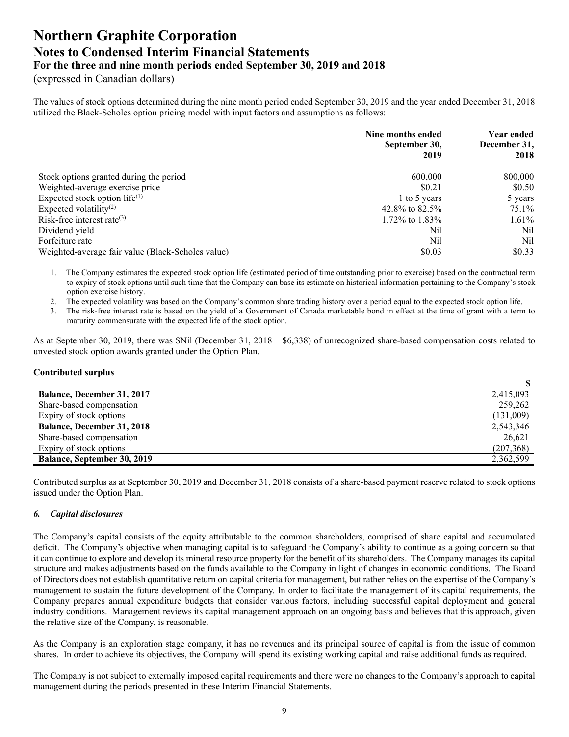The values of stock options determined during the nine month period ended September 30, 2019 and the year ended December 31, 2018 utilized the Black-Scholes option pricing model with input factors and assumptions as follows:

| | Nine months ended September 30, 2019 | Year ended December 31, 2018 |
|---|---|---|
| Stock options granted during the period | 600,000 | 800,000 |
| Weighted-average exercise price | \$0.21 | \$0.50 |
| Expected stock option life[(1)] | 1 to 5 years | 5 years |
| Expected volatility[(2)] | 42.8% to 82.5% | 75.1% |
| Risk-free interest rate[(3)] | 1.72% to 1.83% | 1.61% |
| Dividend yield | Nil | Nil |
| Forfeiture rate | Nil | Nil |
| Weighted-average fair value (Black-Scholes value) | \$0.03 | \$0.33 |

1. The Company estimates the expected stock option life (estimated period of time outstanding prior to exercise) based on the contractual term to expiry of stock options until such time that the Company can base its estimate on historical information pertaining to the Company's stock option exercise history.
2. The expected volatility was based on the Company's common share trading history over a period equal to the expected stock option life.
3. The risk-free interest rate is based on the yield of a Government of Canada marketable bond in effect at the time of grant with a term to maturity commensurate with the expected life of the stock option.

As at September 30, 2019, there was \$Nil (December 31, 2018 – \$6,338) of unrecognized share-based compensation costs related to unvested stock option awards granted under the Option Plan.

**Contributed surplus**

| | \$ |
|---|---|
| **Balance, December 31, 2017** | 2,415,093 |
| Share-based compensation | 259,262 |
| Expiry of stock options | (131,009) |
| **Balance, December 31, 2018** | 2,543,346 |
| Share-based compensation | 26,621 |
| Expiry of stock options | (207,368) |
| **Balance, September 30, 2019** | 2,362,599 |

Contributed surplus as at September 30, 2019 and December 31, 2018 consists of a share-based payment reserve related to stock options issued under the Option Plan.

## *6. Capital disclosures*

The Company's capital consists of the equity attributable to the common shareholders, comprised of share capital and accumulated deficit. The Company's objective when managing capital is to safeguard the Company's ability to continue as a going concern so that it can continue to explore and develop its mineral resource property for the benefit of its shareholders. The Company manages its capital structure and makes adjustments based on the funds available to the Company in light of changes in economic conditions. The Board of Directors does not establish quantitative return on capital criteria for management, but rather relies on the expertise of the Company's management to sustain the future development of the Company. In order to facilitate the management of its capital requirements, the Company prepares annual expenditure budgets that consider various factors, including successful capital deployment and general industry conditions. Management reviews its capital management approach on an ongoing basis and believes that this approach, given the relative size of the Company, is reasonable.

As the Company is an exploration stage company, it has no revenues and its principal source of capital is from the issue of common shares. In order to achieve its objectives, the Company will spend its existing working capital and raise additional funds as required.

The Company is not subject to externally imposed capital requirements and there were no changes to the Company's approach to capital management during the periods presented in these Interim Financial Statements.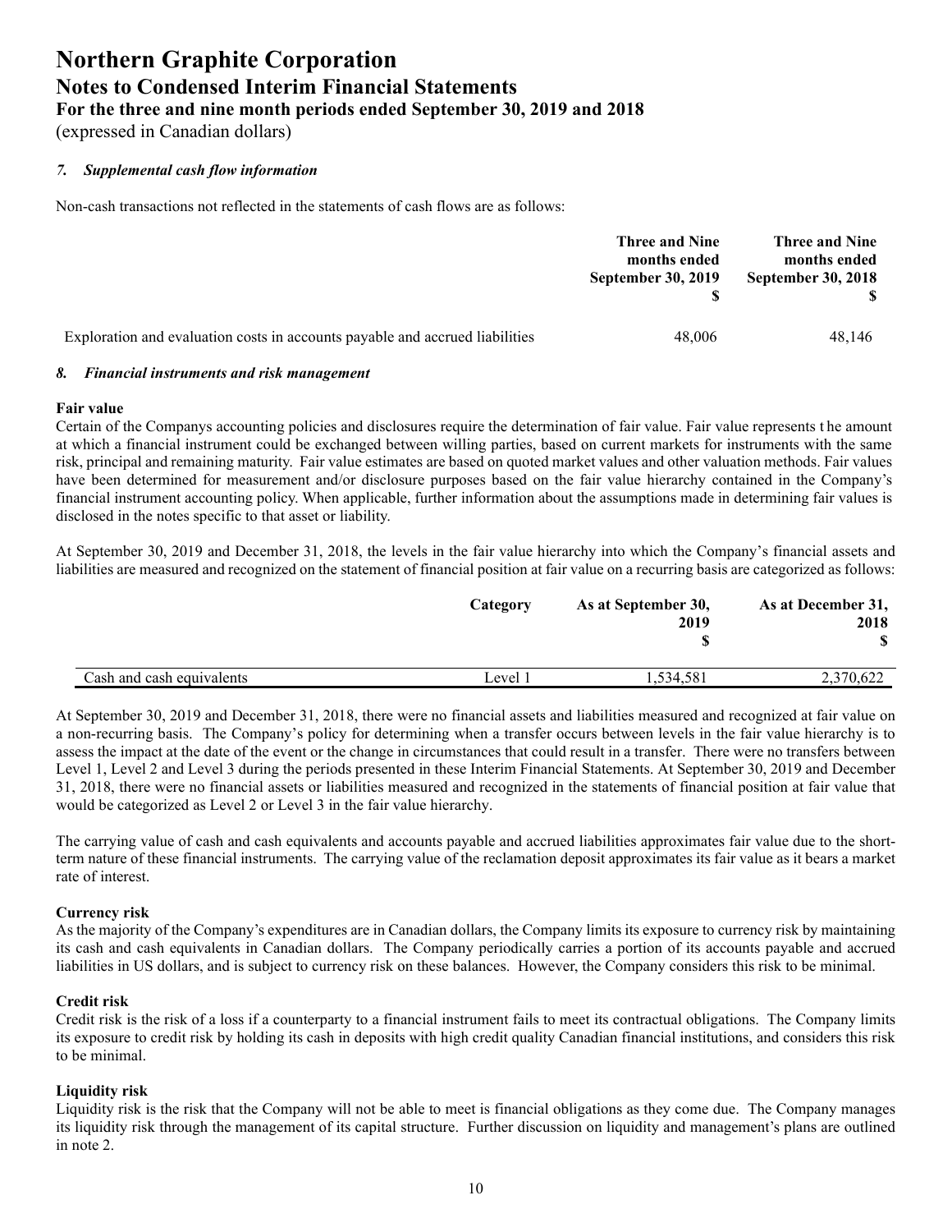# Northern Graphite Corporation
## Notes to Condensed Interim Financial Statements
### For the three and nine month periods ended September 30, 2019 and 2018
(expressed in Canadian dollars)

### *7. Supplemental cash flow information*

Non-cash transactions not reflected in the statements of cash flows are as follows:

| | Three and Nine months ended September 30, 2019 $ | Three and Nine months ended September 30, 2018 $ |
|---|---|---|
| Exploration and evaluation costs in accounts payable and accrued liabilities | 48,006 | 48,146 |

### *8. Financial instruments and risk management*

**Fair value**

Certain of the Companys accounting policies and disclosures require the determination of fair value. Fair value represents t he amount at which a financial instrument could be exchanged between willing parties, based on current markets for instruments with the same risk, principal and remaining maturity. Fair value estimates are based on quoted market values and other valuation methods. Fair values have been determined for measurement and/or disclosure purposes based on the fair value hierarchy contained in the Company's financial instrument accounting policy. When applicable, further information about the assumptions made in determining fair values is disclosed in the notes specific to that asset or liability.

At September 30, 2019 and December 31, 2018, the levels in the fair value hierarchy into which the Company's financial assets and liabilities are measured and recognized on the statement of financial position at fair value on a recurring basis are categorized as follows:

| | Category | As at September 30, 2019 $ | As at December 31, 2018 $ |
|---|---|---|---|
| Cash and cash equivalents | Level 1 | 1,534,581 | 2,370,622 |

At September 30, 2019 and December 31, 2018, there were no financial assets and liabilities measured and recognized at fair value on a non-recurring basis. The Company's policy for determining when a transfer occurs between levels in the fair value hierarchy is to assess the impact at the date of the event or the change in circumstances that could result in a transfer. There were no transfers between Level 1, Level 2 and Level 3 during the periods presented in these Interim Financial Statements. At September 30, 2019 and December 31, 2018, there were no financial assets or liabilities measured and recognized in the statements of financial position at fair value that would be categorized as Level 2 or Level 3 in the fair value hierarchy.

The carrying value of cash and cash equivalents and accounts payable and accrued liabilities approximates fair value due to the short-term nature of these financial instruments. The carrying value of the reclamation deposit approximates its fair value as it bears a market rate of interest.

**Currency risk**

As the majority of the Company's expenditures are in Canadian dollars, the Company limits its exposure to currency risk by maintaining its cash and cash equivalents in Canadian dollars. The Company periodically carries a portion of its accounts payable and accrued liabilities in US dollars, and is subject to currency risk on these balances. However, the Company considers this risk to be minimal.

**Credit risk**

Credit risk is the risk of a loss if a counterparty to a financial instrument fails to meet its contractual obligations. The Company limits its exposure to credit risk by holding its cash in deposits with high credit quality Canadian financial institutions, and considers this risk to be minimal.

**Liquidity risk**

Liquidity risk is the risk that the Company will not be able to meet is financial obligations as they come due. The Company manages its liquidity risk through the management of its capital structure. Further discussion on liquidity and management's plans are outlined in note 2.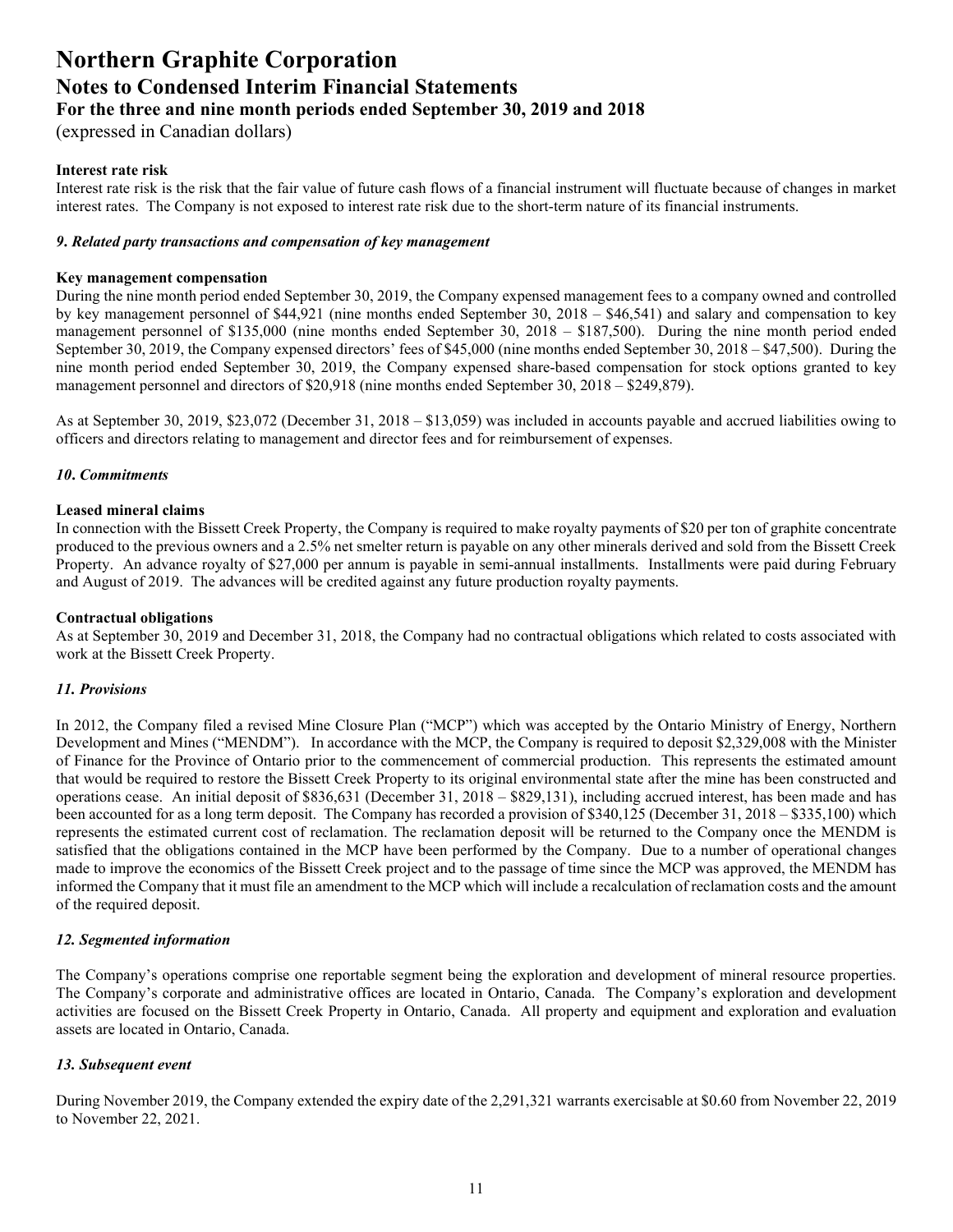#### Interest rate risk

Interest rate risk is the risk that the fair value of future cash flows of a financial instrument will fluctuate because of changes in market interest rates. The Company is not exposed to interest rate risk due to the short-term nature of its financial instruments.

### *9. Related party transactions and compensation of key management*

#### Key management compensation

During the nine month period ended September 30, 2019, the Company expensed management fees to a company owned and controlled by key management personnel of $44,921 (nine months ended September 30, 2018 – $46,541) and salary and compensation to key management personnel of $135,000 (nine months ended September 30, 2018 – $187,500). During the nine month period ended September 30, 2019, the Company expensed directors' fees of $45,000 (nine months ended September 30, 2018 – $47,500). During the nine month period ended September 30, 2019, the Company expensed share-based compensation for stock options granted to key management personnel and directors of $20,918 (nine months ended September 30, 2018 – $249,879).

As at September 30, 2019, $23,072 (December 31, 2018 – $13,059) was included in accounts payable and accrued liabilities owing to officers and directors relating to management and director fees and for reimbursement of expenses.

### *10. Commitments*

#### Leased mineral claims

In connection with the Bissett Creek Property, the Company is required to make royalty payments of $20 per ton of graphite concentrate produced to the previous owners and a 2.5% net smelter return is payable on any other minerals derived and sold from the Bissett Creek Property. An advance royalty of $27,000 per annum is payable in semi-annual installments. Installments were paid during February and August of 2019. The advances will be credited against any future production royalty payments.

#### Contractual obligations

As at September 30, 2019 and December 31, 2018, the Company had no contractual obligations which related to costs associated with work at the Bissett Creek Property.

### *11. Provisions*

In 2012, the Company filed a revised Mine Closure Plan ("MCP") which was accepted by the Ontario Ministry of Energy, Northern Development and Mines ("MENDM"). In accordance with the MCP, the Company is required to deposit $2,329,008 with the Minister of Finance for the Province of Ontario prior to the commencement of commercial production. This represents the estimated amount that would be required to restore the Bissett Creek Property to its original environmental state after the mine has been constructed and operations cease. An initial deposit of $836,631 (December 31, 2018 – $829,131), including accrued interest, has been made and has been accounted for as a long term deposit. The Company has recorded a provision of $340,125 (December 31, 2018 – $335,100) which represents the estimated current cost of reclamation. The reclamation deposit will be returned to the Company once the MENDM is satisfied that the obligations contained in the MCP have been performed by the Company. Due to a number of operational changes made to improve the economics of the Bissett Creek project and to the passage of time since the MCP was approved, the MENDM has informed the Company that it must file an amendment to the MCP which will include a recalculation of reclamation costs and the amount of the required deposit.

### *12. Segmented information*

The Company's operations comprise one reportable segment being the exploration and development of mineral resource properties. The Company's corporate and administrative offices are located in Ontario, Canada. The Company's exploration and development activities are focused on the Bissett Creek Property in Ontario, Canada. All property and equipment and exploration and evaluation assets are located in Ontario, Canada.

### *13. Subsequent event*

During November 2019, the Company extended the expiry date of the 2,291,321 warrants exercisable at $0.60 from November 22, 2019 to November 22, 2021.